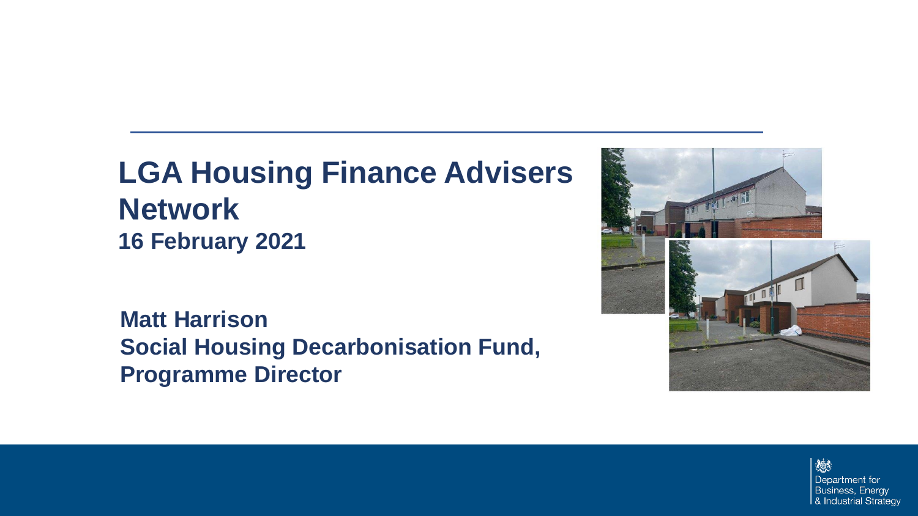# LGA Housing Finance Advisers Network

**16 February 2021**

**Matt Harrison**
**Social Housing Decarbonisation Fund, Programme Director**

Department for Business, Energy & Industrial Strategy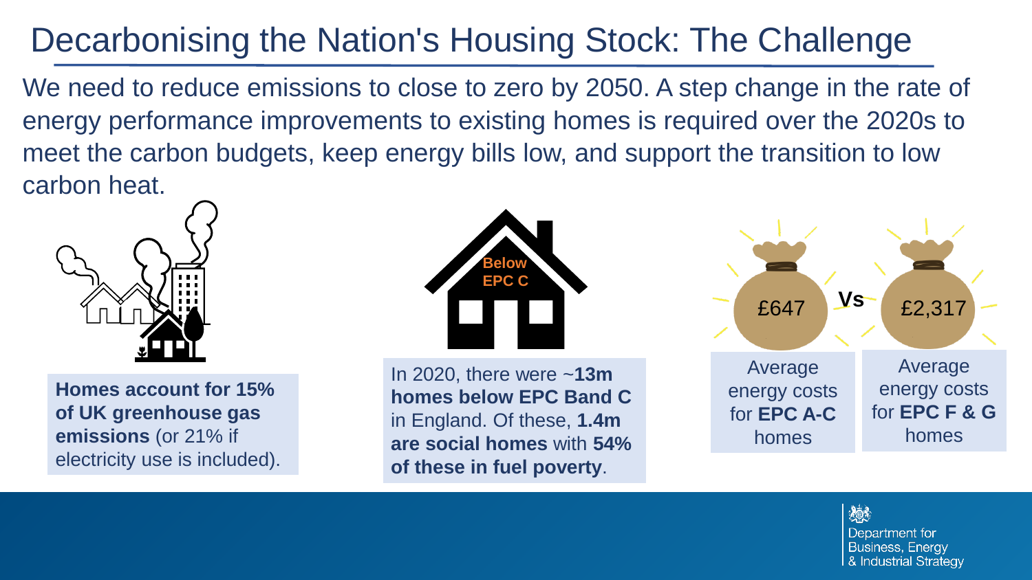# Decarbonising the Nation's Housing Stock: The Challenge

We need to reduce emissions to close to zero by 2050. A step change in the rate of energy performance improvements to existing homes is required over the 2020s to meet the carbon budgets, keep energy bills low, and support the transition to low carbon heat.

**Homes account for 15% of UK greenhouse gas emissions** (or 21% if electricity use is included).

Below EPC C

In 2020, there were ~**13m homes below EPC Band C** in England. Of these, **1.4m are social homes** with **54% of these in fuel poverty**.

£647 **Vs** £2,317

Average energy costs for **EPC A-C** homes

Average energy costs for **EPC F & G** homes

Department for Business, Energy & Industrial Strategy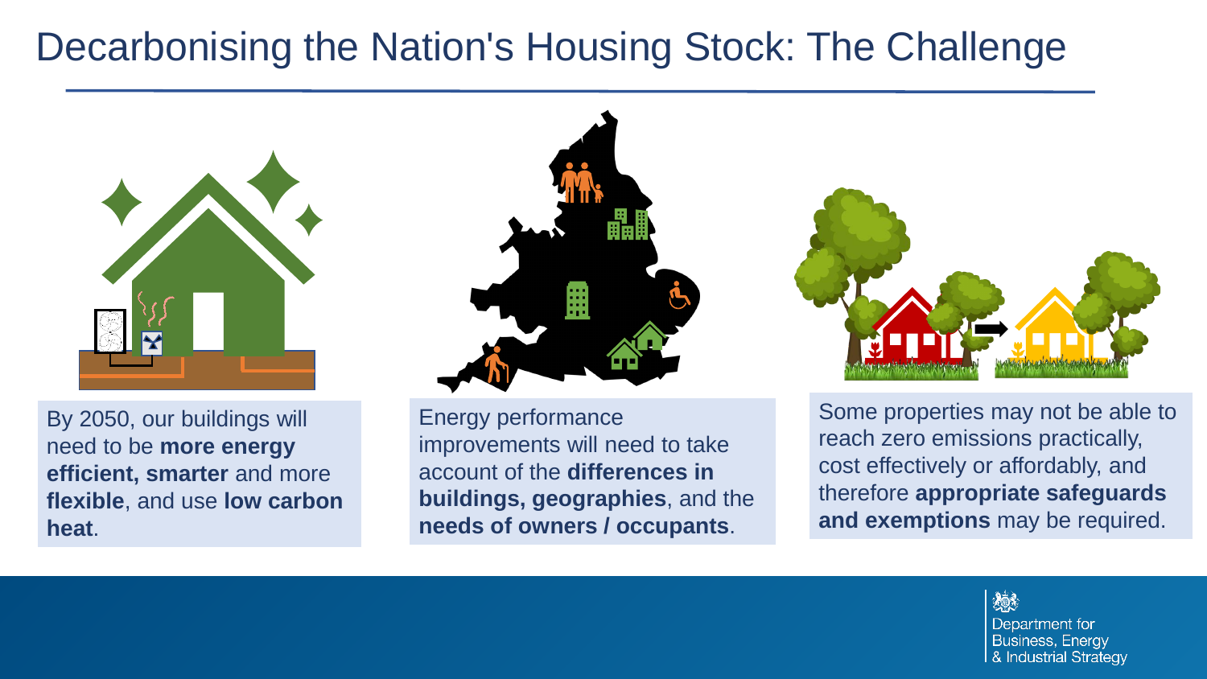# Decarbonising the Nation's Housing Stock: The Challenge

By 2050, our buildings will need to be **more energy efficient, smarter** and more **flexible**, and use **low carbon heat**.

Energy performance improvements will need to take account of the **differences in buildings, geographies**, and the **needs of owners / occupants**.

Some properties may not be able to reach zero emissions practically, cost effectively or affordably, and therefore **appropriate safeguards and exemptions** may be required.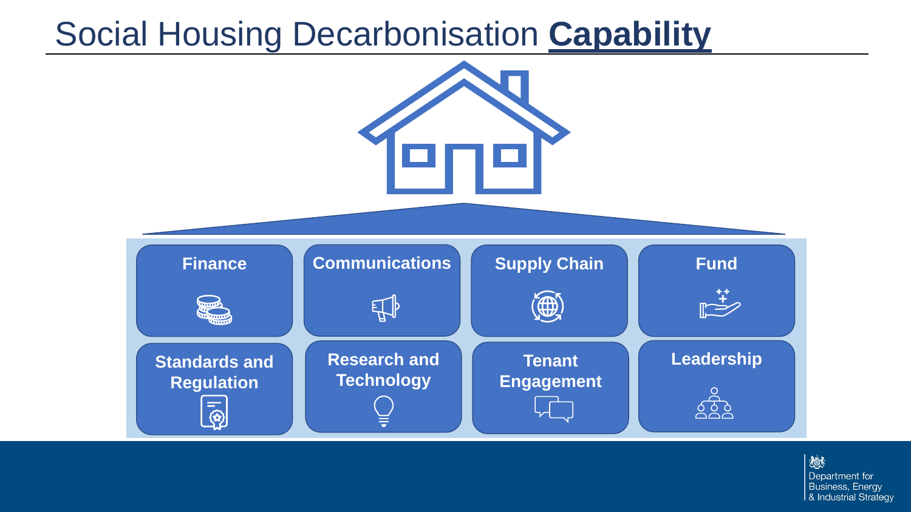# Social Housing Decarbonisation **Capability**

Finance

Communications

Supply Chain

Fund

Standards and Regulation

Research and Technology

Tenant Engagement

Leadership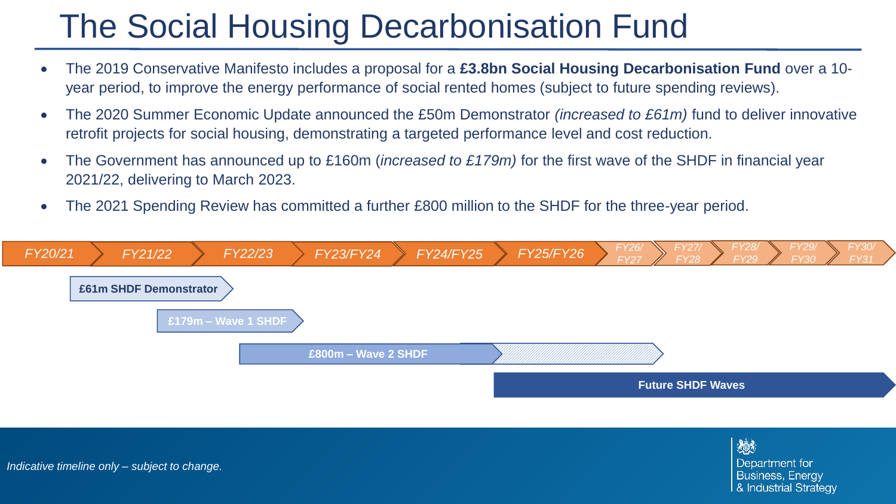# The Social Housing Decarbonisation Fund

- The 2019 Conservative Manifesto includes a proposal for a **£3.8bn Social Housing Decarbonisation Fund** over a 10-year period, to improve the energy performance of social rented homes (subject to future spending reviews).
- The 2020 Summer Economic Update announced the £50m Demonstrator *(increased to £61m)* fund to deliver innovative retrofit projects for social housing, demonstrating a targeted performance level and cost reduction.
- The Government has announced up to £160m (*increased to £179m)* for the first wave of the SHDF in financial year 2021/22, delivering to March 2023.
- The 2021 Spending Review has committed a further £800 million to the SHDF for the three-year period.

*FY20/21*
*FY21/22*
*FY22/23*
*FY23/FY24*
*FY24/FY25*
*FY25/FY26*
*FY26/ FY27*
*FY27/ FY28*
*FY28/ FY29*
*FY29/ FY30*
*FY30/ FY31*

**£61m SHDF Demonstrator**

**£179m – Wave 1 SHDF**

**£800m – Wave 2 SHDF**

**Future SHDF Waves**

*Indicative timeline only – subject to change.*

Department for Business, Energy & Industrial Strategy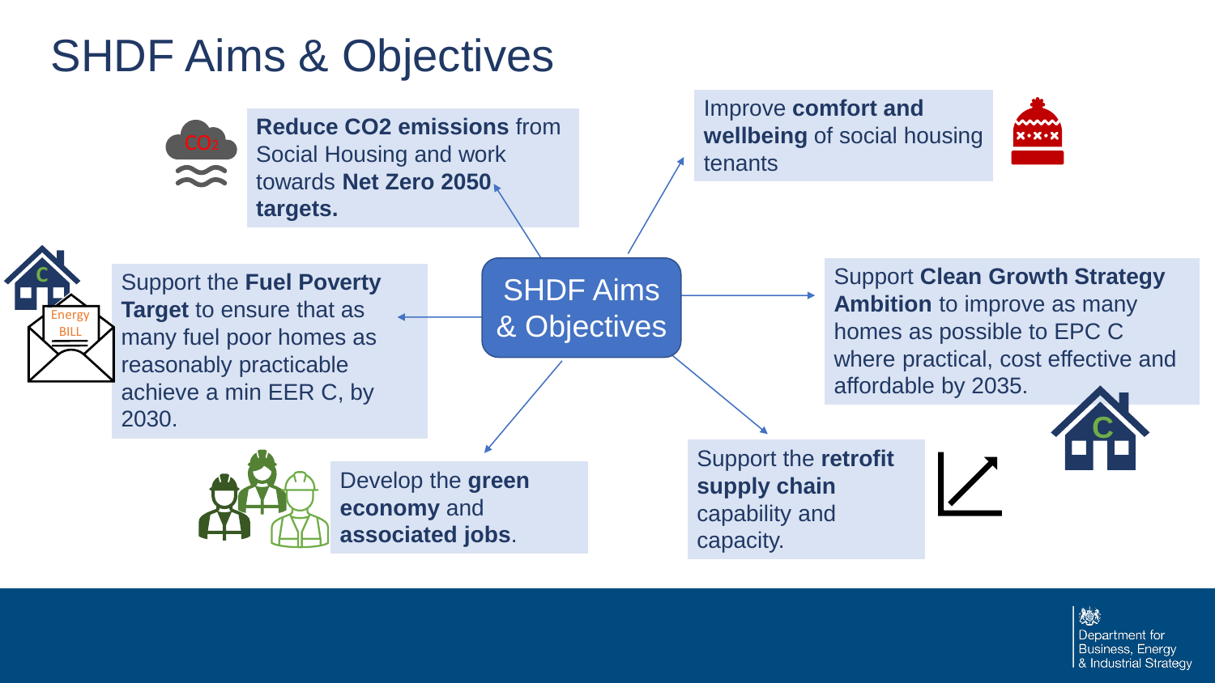# SHDF Aims & Objectives

**SHDF Aims & Objectives**

- **Reduce CO2 emissions** from Social Housing and work towards **Net Zero 2050 targets.**
- Improve **comfort and wellbeing** of social housing tenants
- Support **Clean Growth Strategy Ambition** to improve as many homes as possible to EPC C where practical, cost effective and affordable by 2035.
- Support the **retrofit supply chain** capability and capacity.
- Develop the **green economy** and **associated jobs**.
- Support the **Fuel Poverty Target** to ensure that as many fuel poor homes as reasonably practicable achieve a min EER C, by 2030.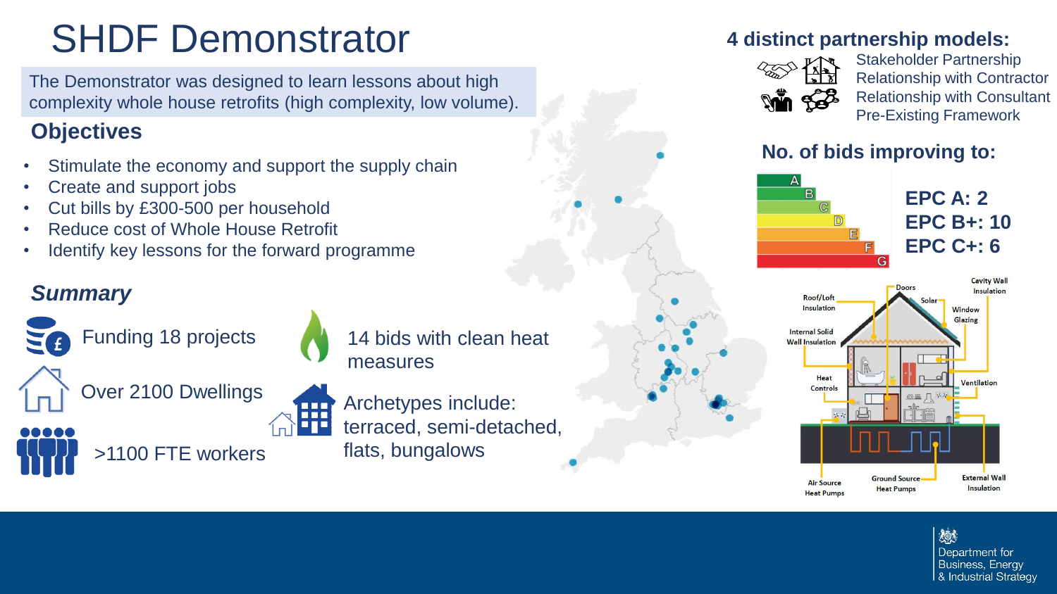# SHDF Demonstrator

The Demonstrator was designed to learn lessons about high complexity whole house retrofits (high complexity, low volume).

## Objectives

- Stimulate the economy and support the supply chain
- Create and support jobs
- Cut bills by £300-500 per household
- Reduce cost of Whole House Retrofit
- Identify key lessons for the forward programme

### *Summary*

Funding 18 projects

Over 2100 Dwellings

>1100 FTE workers

14 bids with clean heat measures

Archetypes include: terraced, semi-detached, flats, bungalows

## 4 distinct partnership models:

Stakeholder Partnership
Relationship with Contractor
Relationship with Consultant
Pre-Existing Framework

## No. of bids improving to:

A
B
C
D
E
F
G

**EPC A: 2**
**EPC B+: 10**
**EPC C+: 6**

Roof/Loft Insulation
Doors
Solar
Cavity Wall Insulation
Window Glazing
Internal Solid Wall Insulation
Heat Controls
Ventilation
Air Source Heat Pumps
Ground Source Heat Pumps
External Wall Insulation

Department for Business, Energy & Industrial Strategy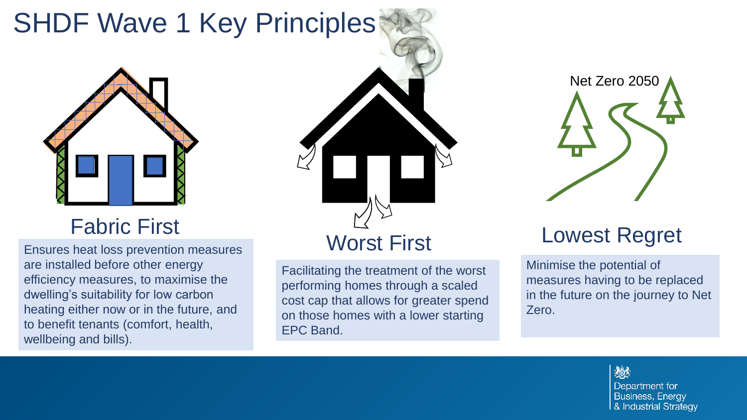# SHDF Wave 1 Key Principles

## Fabric First

Ensures heat loss prevention measures are installed before other energy efficiency measures, to maximise the dwelling's suitability for low carbon heating either now or in the future, and to benefit tenants (comfort, health, wellbeing and bills).

## Worst First

Facilitating the treatment of the worst performing homes through a scaled cost cap that allows for greater spend on those homes with a lower starting EPC Band.

## Lowest Regret

Net Zero 2050

Minimise the potential of measures having to be replaced in the future on the journey to Net Zero.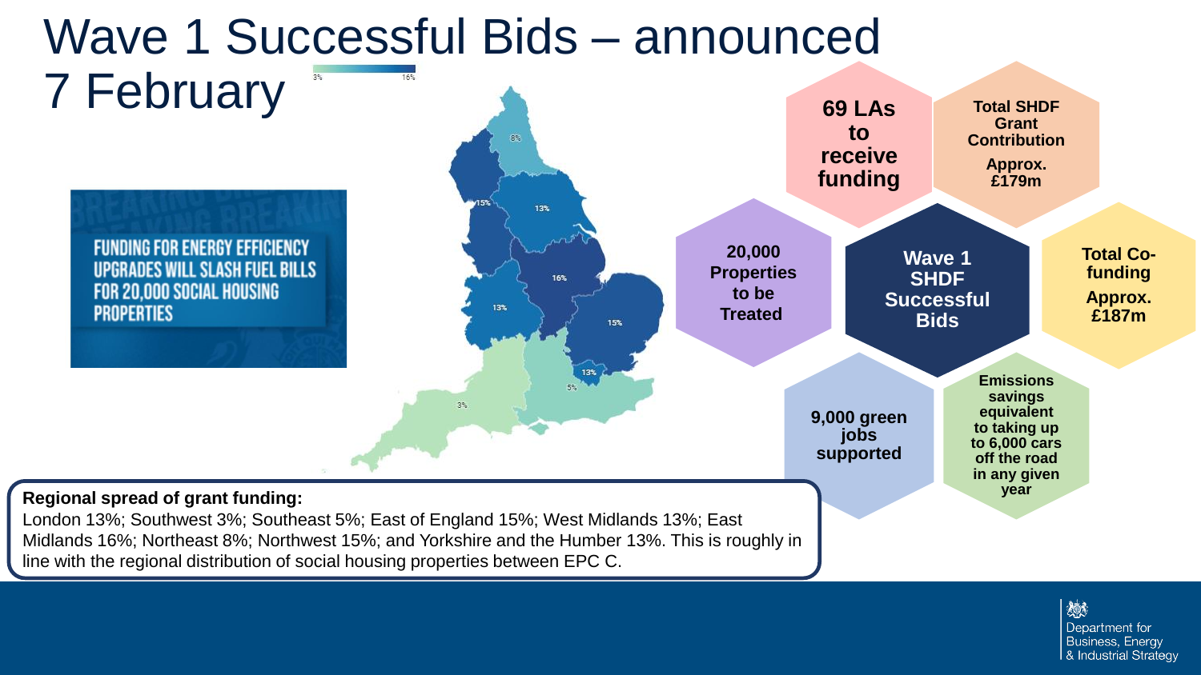# Wave 1 Successful Bids – announced 7 February

3% 16%

8%
15%
13%
16%
13%
15%
13%
5%
3%

FUNDING FOR ENERGY EFFICIENCY UPGRADES WILL SLASH FUEL BILLS FOR 20,000 SOCIAL HOUSING PROPERTIES

**69 LAs to receive funding**

**Total SHDF Grant Contribution**

**Approx. £179m**

**20,000 Properties to be Treated**

**Wave 1 SHDF Successful Bids**

**Total Co-funding**

**Approx. £187m**

**9,000 green jobs supported**

**Emissions savings equivalent to taking up to 6,000 cars off the road in any given year**

**Regional spread of grant funding:**
London 13%; Southwest 3%; Southeast 5%; East of England 15%; West Midlands 13%; East Midlands 16%; Northeast 8%; Northwest 15%; and Yorkshire and the Humber 13%. This is roughly in line with the regional distribution of social housing properties between EPC C.

Department for Business, Energy & Industrial Strategy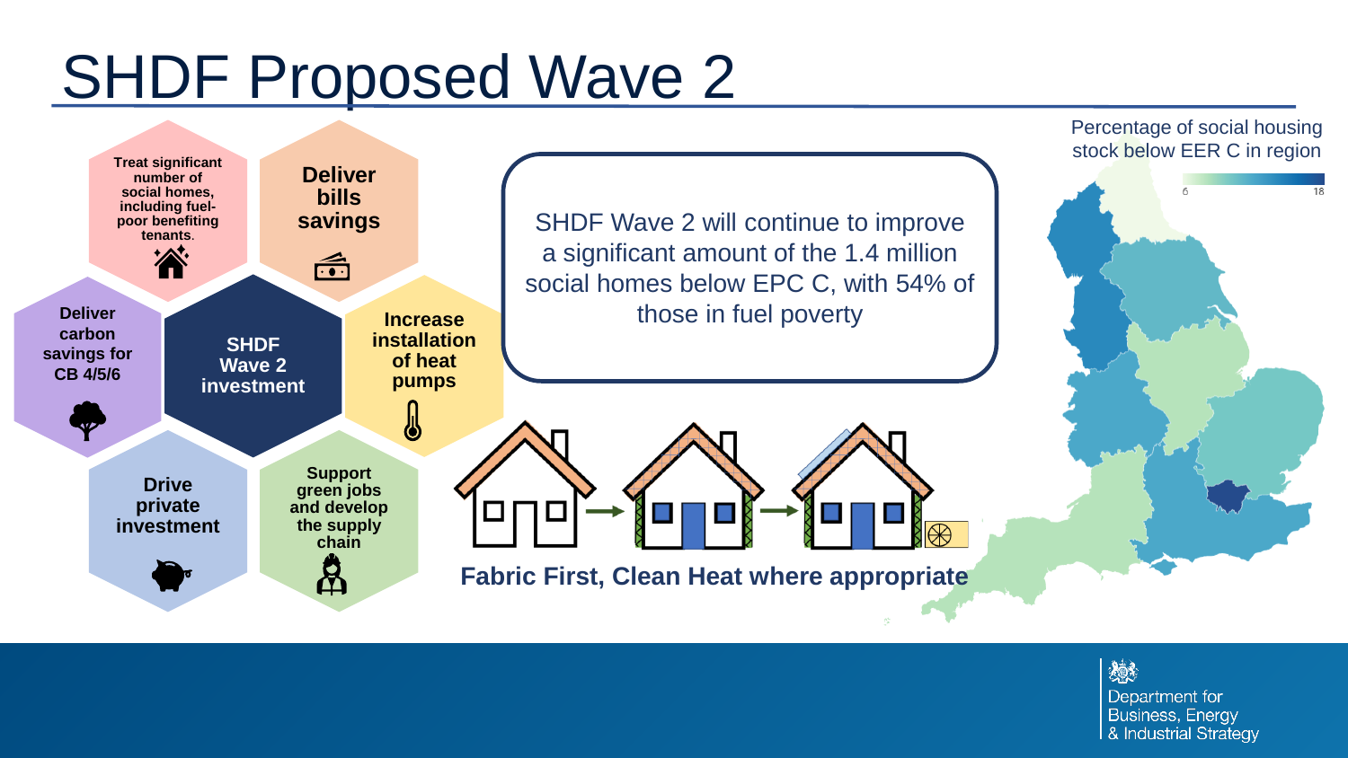# SHDF Proposed Wave 2

**SHDF Wave 2 investment**

- **Treat significant number of social homes, including fuel-poor benefiting tenants.**
- **Deliver bills savings**
- **Increase installation of heat pumps**
- **Support green jobs and develop the supply chain**
- **Drive private investment**
- **Deliver carbon savings for CB 4/5/6**

SHDF Wave 2 will continue to improve a significant amount of the 1.4 million social homes below EPC C, with 54% of those in fuel poverty

**Fabric First, Clean Heat where appropriate**

Percentage of social housing stock below EER C in region

6

18

Department for Business, Energy & Industrial Strategy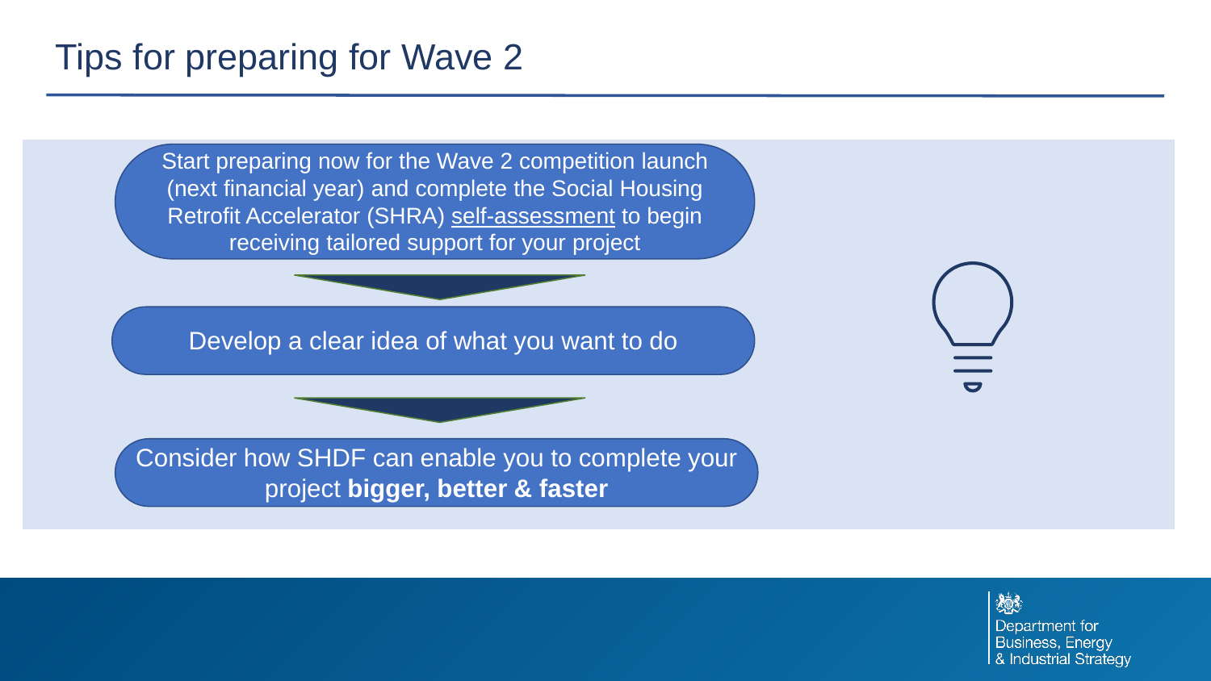# Tips for preparing for Wave 2

Start preparing now for the Wave 2 competition launch (next financial year) and complete the Social Housing Retrofit Accelerator (SHRA) self-assessment to begin receiving tailored support for your project

Develop a clear idea of what you want to do

Consider how SHDF can enable you to complete your project **bigger, better & faster**

Department for Business, Energy & Industrial Strategy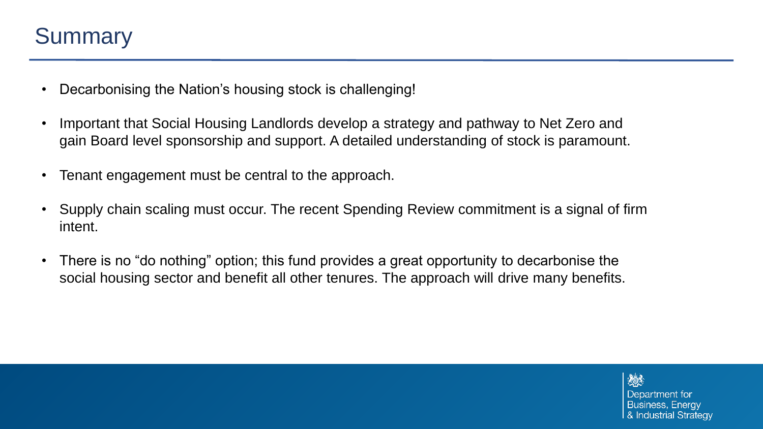# Summary

- Decarbonising the Nation’s housing stock is challenging!
- Important that Social Housing Landlords develop a strategy and pathway to Net Zero and gain Board level sponsorship and support. A detailed understanding of stock is paramount.
- Tenant engagement must be central to the approach.
- Supply chain scaling must occur. The recent Spending Review commitment is a signal of firm intent.
- There is no “do nothing” option; this fund provides a great opportunity to decarbonise the social housing sector and benefit all other tenures. The approach will drive many benefits.

Department for Business, Energy & Industrial Strategy